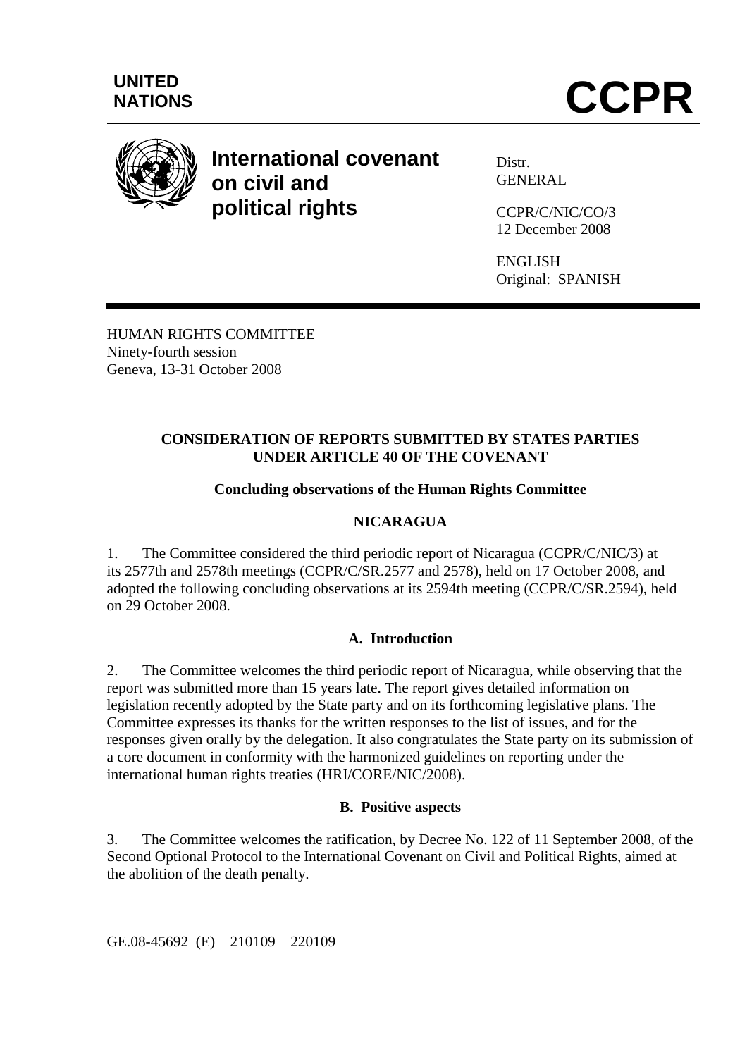UNITED NATIONS

# CCPR

**International covenant on civil and political rights**

Distr.
GENERAL

CCPR/C/NIC/CO/3
12 December 2008

ENGLISH
Original: SPANISH

HUMAN RIGHTS COMMITTEE
Ninety-fourth session
Geneva, 13-31 October 2008

## CONSIDERATION OF REPORTS SUBMITTED BY STATES PARTIES UNDER ARTICLE 40 OF THE COVENANT

### Concluding observations of the Human Rights Committee

### NICARAGUA

1. The Committee considered the third periodic report of Nicaragua (CCPR/C/NIC/3) at its 2577th and 2578th meetings (CCPR/C/SR.2577 and 2578), held on 17 October 2008, and adopted the following concluding observations at its 2594th meeting (CCPR/C/SR.2594), held on 29 October 2008.

### A. Introduction

2. The Committee welcomes the third periodic report of Nicaragua, while observing that the report was submitted more than 15 years late. The report gives detailed information on legislation recently adopted by the State party and on its forthcoming legislative plans. The Committee expresses its thanks for the written responses to the list of issues, and for the responses given orally by the delegation. It also congratulates the State party on its submission of a core document in conformity with the harmonized guidelines on reporting under the international human rights treaties (HRI/CORE/NIC/2008).

### B. Positive aspects

3. The Committee welcomes the ratification, by Decree No. 122 of 11 September 2008, of the Second Optional Protocol to the International Covenant on Civil and Political Rights, aimed at the abolition of the death penalty.

GE.08-45692 (E) 210109 220109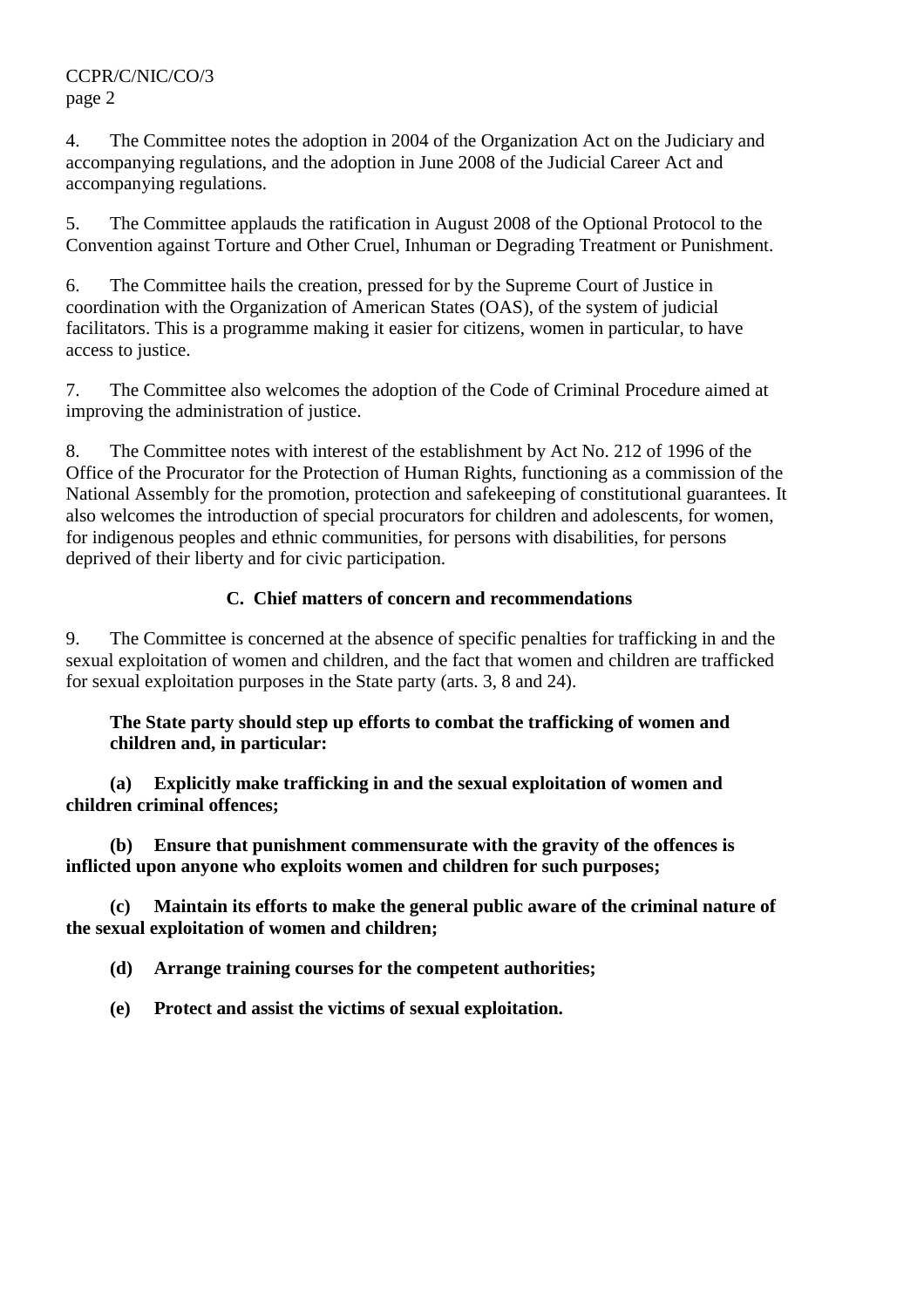4. The Committee notes the adoption in 2004 of the Organization Act on the Judiciary and accompanying regulations, and the adoption in June 2008 of the Judicial Career Act and accompanying regulations.

5. The Committee applauds the ratification in August 2008 of the Optional Protocol to the Convention against Torture and Other Cruel, Inhuman or Degrading Treatment or Punishment.

6. The Committee hails the creation, pressed for by the Supreme Court of Justice in coordination with the Organization of American States (OAS), of the system of judicial facilitators. This is a programme making it easier for citizens, women in particular, to have access to justice.

7. The Committee also welcomes the adoption of the Code of Criminal Procedure aimed at improving the administration of justice.

8. The Committee notes with interest of the establishment by Act No. 212 of 1996 of the Office of the Procurator for the Protection of Human Rights, functioning as a commission of the National Assembly for the promotion, protection and safekeeping of constitutional guarantees. It also welcomes the introduction of special procurators for children and adolescents, for women, for indigenous peoples and ethnic communities, for persons with disabilities, for persons deprived of their liberty and for civic participation.

## C. Chief matters of concern and recommendations

9. The Committee is concerned at the absence of specific penalties for trafficking in and the sexual exploitation of women and children, and the fact that women and children are trafficked for sexual exploitation purposes in the State party (arts. 3, 8 and 24).

**The State party should step up efforts to combat the trafficking of women and children and, in particular:**

**(a) Explicitly make trafficking in and the sexual exploitation of women and children criminal offences;**

**(b) Ensure that punishment commensurate with the gravity of the offences is inflicted upon anyone who exploits women and children for such purposes;**

**(c) Maintain its efforts to make the general public aware of the criminal nature of the sexual exploitation of women and children;**

**(d) Arrange training courses for the competent authorities;**

**(e) Protect and assist the victims of sexual exploitation.**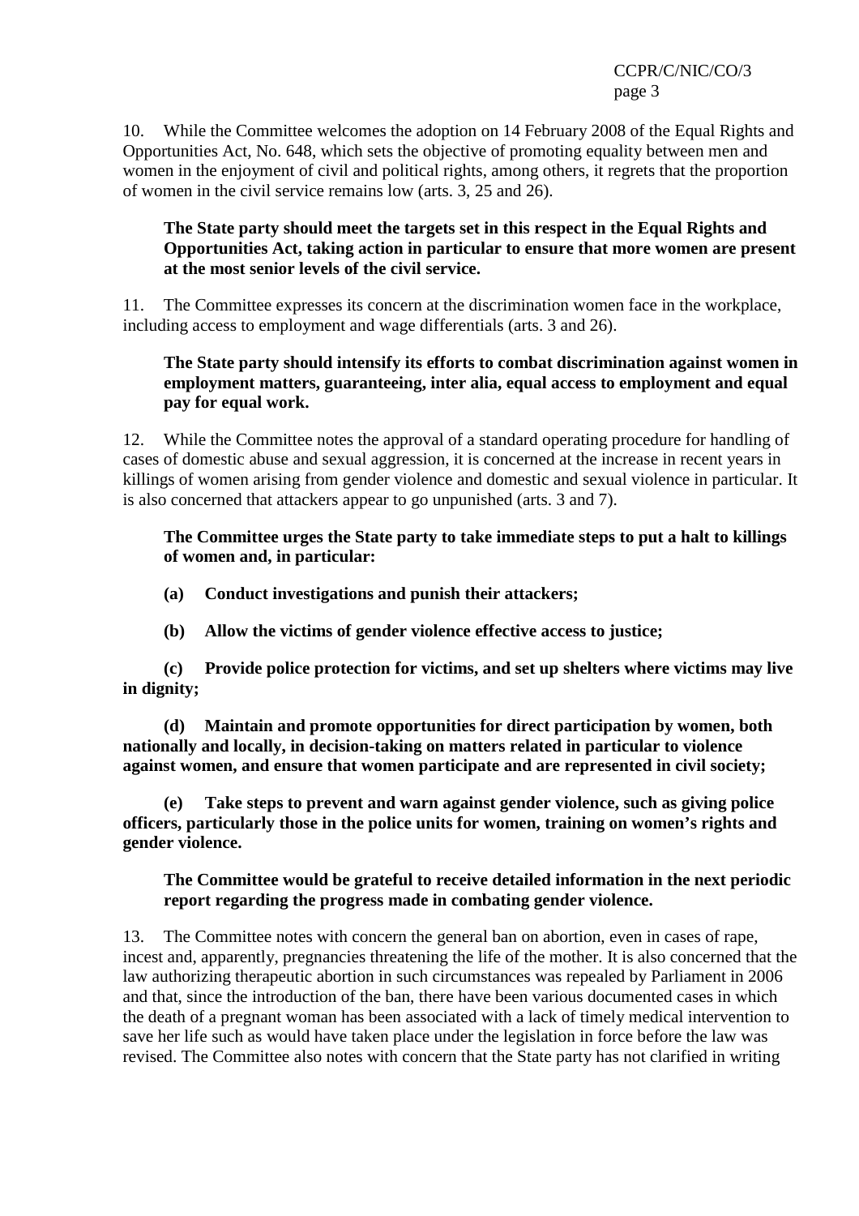10. While the Committee welcomes the adoption on 14 February 2008 of the Equal Rights and Opportunities Act, No. 648, which sets the objective of promoting equality between men and women in the enjoyment of civil and political rights, among others, it regrets that the proportion of women in the civil service remains low (arts. 3, 25 and 26).

**The State party should meet the targets set in this respect in the Equal Rights and Opportunities Act, taking action in particular to ensure that more women are present at the most senior levels of the civil service.**

11. The Committee expresses its concern at the discrimination women face in the workplace, including access to employment and wage differentials (arts. 3 and 26).

**The State party should intensify its efforts to combat discrimination against women in employment matters, guaranteeing, inter alia, equal access to employment and equal pay for equal work.**

12. While the Committee notes the approval of a standard operating procedure for handling of cases of domestic abuse and sexual aggression, it is concerned at the increase in recent years in killings of women arising from gender violence and domestic and sexual violence in particular. It is also concerned that attackers appear to go unpunished (arts. 3 and 7).

**The Committee urges the State party to take immediate steps to put a halt to killings of women and, in particular:**

**(a) Conduct investigations and punish their attackers;**

**(b) Allow the victims of gender violence effective access to justice;**

**(c) Provide police protection for victims, and set up shelters where victims may live in dignity;**

**(d) Maintain and promote opportunities for direct participation by women, both nationally and locally, in decision-taking on matters related in particular to violence against women, and ensure that women participate and are represented in civil society;**

**(e) Take steps to prevent and warn against gender violence, such as giving police officers, particularly those in the police units for women, training on women's rights and gender violence.**

**The Committee would be grateful to receive detailed information in the next periodic report regarding the progress made in combating gender violence.**

13. The Committee notes with concern the general ban on abortion, even in cases of rape, incest and, apparently, pregnancies threatening the life of the mother. It is also concerned that the law authorizing therapeutic abortion in such circumstances was repealed by Parliament in 2006 and that, since the introduction of the ban, there have been various documented cases in which the death of a pregnant woman has been associated with a lack of timely medical intervention to save her life such as would have taken place under the legislation in force before the law was revised. The Committee also notes with concern that the State party has not clarified in writing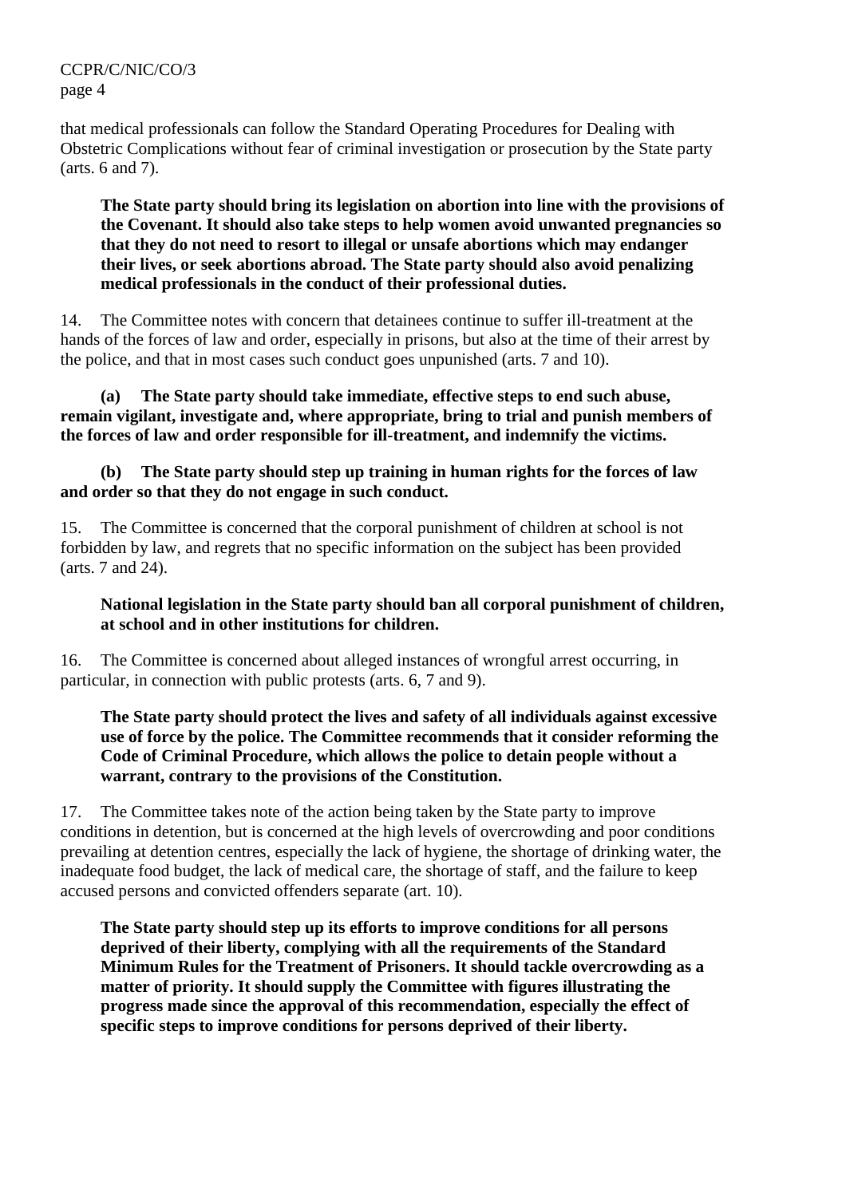that medical professionals can follow the Standard Operating Procedures for Dealing with Obstetric Complications without fear of criminal investigation or prosecution by the State party (arts. 6 and 7).

> **The State party should bring its legislation on abortion into line with the provisions of the Covenant. It should also take steps to help women avoid unwanted pregnancies so that they do not need to resort to illegal or unsafe abortions which may endanger their lives, or seek abortions abroad. The State party should also avoid penalizing medical professionals in the conduct of their professional duties.**

14. The Committee notes with concern that detainees continue to suffer ill-treatment at the hands of the forces of law and order, especially in prisons, but also at the time of their arrest by the police, and that in most cases such conduct goes unpunished (arts. 7 and 10).

**(a) The State party should take immediate, effective steps to end such abuse, remain vigilant, investigate and, where appropriate, bring to trial and punish members of the forces of law and order responsible for ill-treatment, and indemnify the victims.**

**(b) The State party should step up training in human rights for the forces of law and order so that they do not engage in such conduct.**

15. The Committee is concerned that the corporal punishment of children at school is not forbidden by law, and regrets that no specific information on the subject has been provided (arts. 7 and 24).

> **National legislation in the State party should ban all corporal punishment of children, at school and in other institutions for children.**

16. The Committee is concerned about alleged instances of wrongful arrest occurring, in particular, in connection with public protests (arts. 6, 7 and 9).

> **The State party should protect the lives and safety of all individuals against excessive use of force by the police. The Committee recommends that it consider reforming the Code of Criminal Procedure, which allows the police to detain people without a warrant, contrary to the provisions of the Constitution.**

17. The Committee takes note of the action being taken by the State party to improve conditions in detention, but is concerned at the high levels of overcrowding and poor conditions prevailing at detention centres, especially the lack of hygiene, the shortage of drinking water, the inadequate food budget, the lack of medical care, the shortage of staff, and the failure to keep accused persons and convicted offenders separate (art. 10).

> **The State party should step up its efforts to improve conditions for all persons deprived of their liberty, complying with all the requirements of the Standard Minimum Rules for the Treatment of Prisoners. It should tackle overcrowding as a matter of priority. It should supply the Committee with figures illustrating the progress made since the approval of this recommendation, especially the effect of specific steps to improve conditions for persons deprived of their liberty.**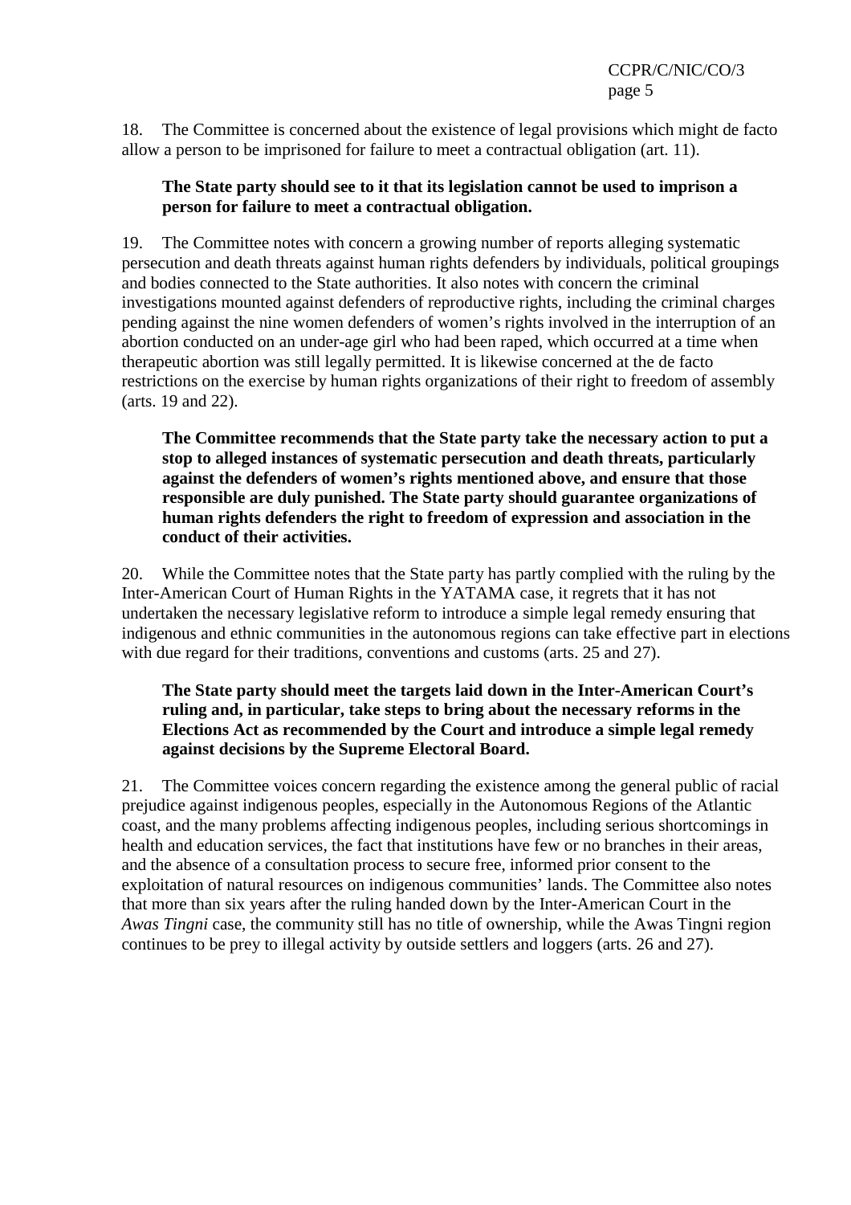18. The Committee is concerned about the existence of legal provisions which might de facto allow a person to be imprisoned for failure to meet a contractual obligation (art. 11).

> **The State party should see to it that its legislation cannot be used to imprison a person for failure to meet a contractual obligation.**

19. The Committee notes with concern a growing number of reports alleging systematic persecution and death threats against human rights defenders by individuals, political groupings and bodies connected to the State authorities. It also notes with concern the criminal investigations mounted against defenders of reproductive rights, including the criminal charges pending against the nine women defenders of women's rights involved in the interruption of an abortion conducted on an under-age girl who had been raped, which occurred at a time when therapeutic abortion was still legally permitted. It is likewise concerned at the de facto restrictions on the exercise by human rights organizations of their right to freedom of assembly (arts. 19 and 22).

> **The Committee recommends that the State party take the necessary action to put a stop to alleged instances of systematic persecution and death threats, particularly against the defenders of women's rights mentioned above, and ensure that those responsible are duly punished. The State party should guarantee organizations of human rights defenders the right to freedom of expression and association in the conduct of their activities.**

20. While the Committee notes that the State party has partly complied with the ruling by the Inter-American Court of Human Rights in the YATAMA case, it regrets that it has not undertaken the necessary legislative reform to introduce a simple legal remedy ensuring that indigenous and ethnic communities in the autonomous regions can take effective part in elections with due regard for their traditions, conventions and customs (arts. 25 and 27).

> **The State party should meet the targets laid down in the Inter-American Court's ruling and, in particular, take steps to bring about the necessary reforms in the Elections Act as recommended by the Court and introduce a simple legal remedy against decisions by the Supreme Electoral Board.**

21. The Committee voices concern regarding the existence among the general public of racial prejudice against indigenous peoples, especially in the Autonomous Regions of the Atlantic coast, and the many problems affecting indigenous peoples, including serious shortcomings in health and education services, the fact that institutions have few or no branches in their areas, and the absence of a consultation process to secure free, informed prior consent to the exploitation of natural resources on indigenous communities' lands. The Committee also notes that more than six years after the ruling handed down by the Inter-American Court in the *Awas Tingni* case, the community still has no title of ownership, while the Awas Tingni region continues to be prey to illegal activity by outside settlers and loggers (arts. 26 and 27).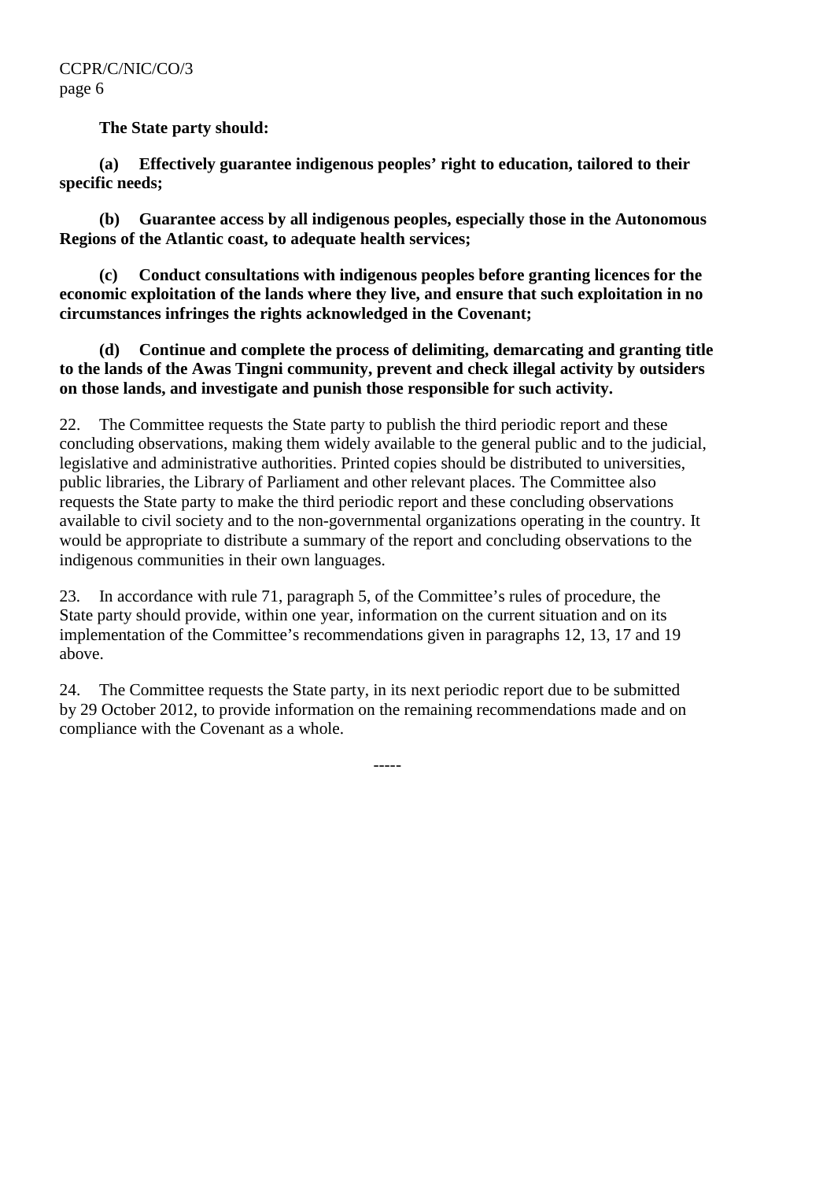**The State party should:**

**(a) Effectively guarantee indigenous peoples' right to education, tailored to their specific needs;**

**(b) Guarantee access by all indigenous peoples, especially those in the Autonomous Regions of the Atlantic coast, to adequate health services;**

**(c) Conduct consultations with indigenous peoples before granting licences for the economic exploitation of the lands where they live, and ensure that such exploitation in no circumstances infringes the rights acknowledged in the Covenant;**

**(d) Continue and complete the process of delimiting, demarcating and granting title to the lands of the Awas Tingni community, prevent and check illegal activity by outsiders on those lands, and investigate and punish those responsible for such activity.**

22. The Committee requests the State party to publish the third periodic report and these concluding observations, making them widely available to the general public and to the judicial, legislative and administrative authorities. Printed copies should be distributed to universities, public libraries, the Library of Parliament and other relevant places. The Committee also requests the State party to make the third periodic report and these concluding observations available to civil society and to the non-governmental organizations operating in the country. It would be appropriate to distribute a summary of the report and concluding observations to the indigenous communities in their own languages.

23. In accordance with rule 71, paragraph 5, of the Committee's rules of procedure, the State party should provide, within one year, information on the current situation and on its implementation of the Committee's recommendations given in paragraphs 12, 13, 17 and 19 above.

24. The Committee requests the State party, in its next periodic report due to be submitted by 29 October 2012, to provide information on the remaining recommendations made and on compliance with the Covenant as a whole.

-----